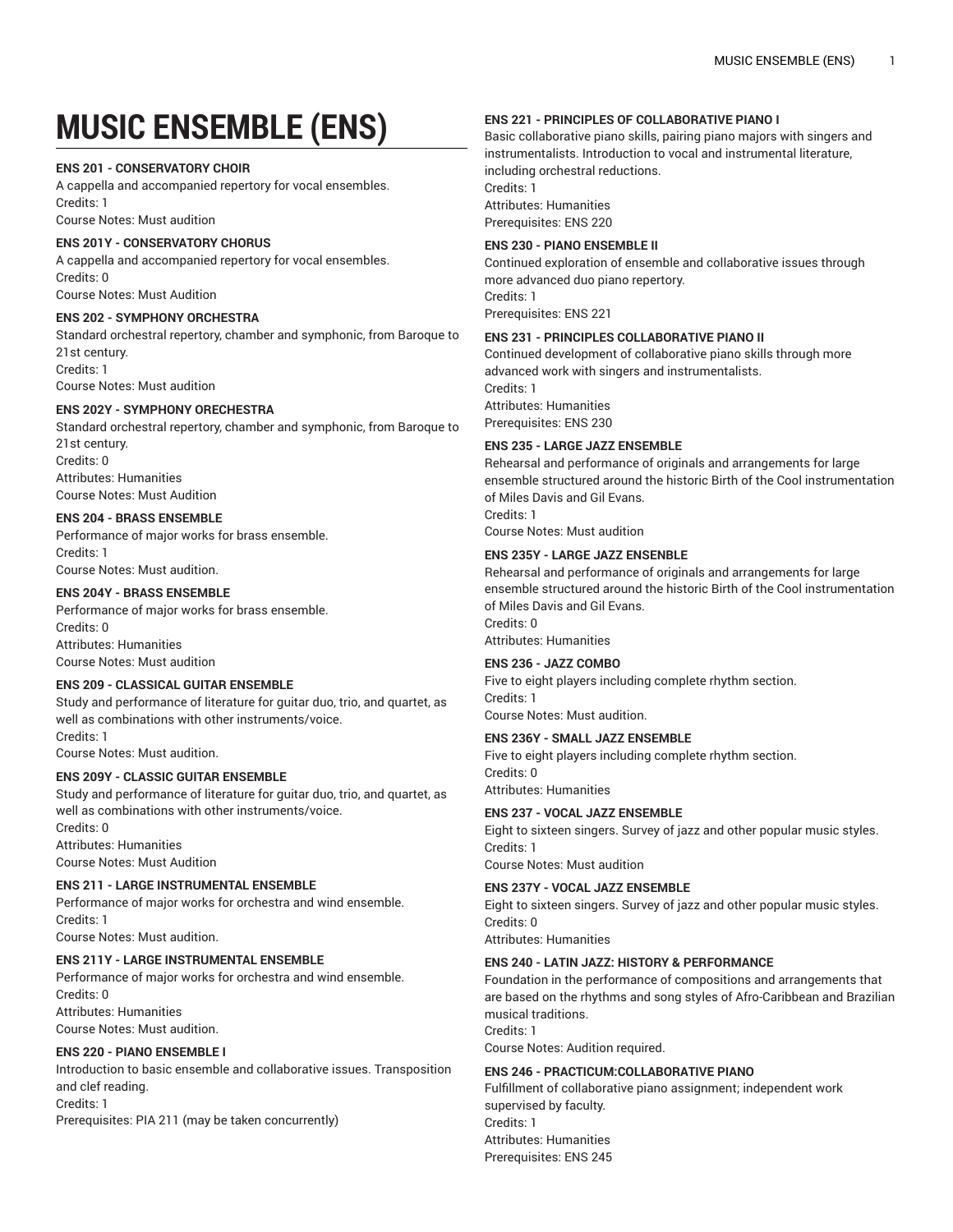# MUSIC ENSEMBLE (ENS)

**ENS 201 - CONSERVATORY CHOIR**
A cappella and accompanied repertory for vocal ensembles.
Credits: 1
Course Notes: Must audition

**ENS 201Y - CONSERVATORY CHORUS**
A cappella and accompanied repertory for vocal ensembles.
Credits: 0
Course Notes: Must Audition

**ENS 202 - SYMPHONY ORCHESTRA**
Standard orchestral repertory, chamber and symphonic, from Baroque to 21st century.
Credits: 1
Course Notes: Must audition

**ENS 202Y - SYMPHONY ORECHESTRA**
Standard orchestral repertory, chamber and symphonic, from Baroque to 21st century.
Credits: 0
Attributes: Humanities
Course Notes: Must Audition

**ENS 204 - BRASS ENSEMBLE**
Performance of major works for brass ensemble.
Credits: 1
Course Notes: Must audition.

**ENS 204Y - BRASS ENSEMBLE**
Performance of major works for brass ensemble.
Credits: 0
Attributes: Humanities
Course Notes: Must audition

**ENS 209 - CLASSICAL GUITAR ENSEMBLE**
Study and performance of literature for guitar duo, trio, and quartet, as well as combinations with other instruments/voice.
Credits: 1
Course Notes: Must audition.

**ENS 209Y - CLASSIC GUITAR ENSEMBLE**
Study and performance of literature for guitar duo, trio, and quartet, as well as combinations with other instruments/voice.
Credits: 0
Attributes: Humanities
Course Notes: Must Audition

**ENS 211 - LARGE INSTRUMENTAL ENSEMBLE**
Performance of major works for orchestra and wind ensemble.
Credits: 1
Course Notes: Must audition.

**ENS 211Y - LARGE INSTRUMENTAL ENSEMBLE**
Performance of major works for orchestra and wind ensemble.
Credits: 0
Attributes: Humanities
Course Notes: Must audition.

**ENS 220 - PIANO ENSEMBLE I**
Introduction to basic ensemble and collaborative issues. Transposition and clef reading.
Credits: 1
Prerequisites: PIA 211 (may be taken concurrently)

**ENS 221 - PRINCIPLES OF COLLABORATIVE PIANO I**
Basic collaborative piano skills, pairing piano majors with singers and instrumentalists. Introduction to vocal and instrumental literature, including orchestral reductions.
Credits: 1
Attributes: Humanities
Prerequisites: ENS 220

**ENS 230 - PIANO ENSEMBLE II**
Continued exploration of ensemble and collaborative issues through more advanced duo piano repertory.
Credits: 1
Prerequisites: ENS 221

**ENS 231 - PRINCIPLES COLLABORATIVE PIANO II**
Continued development of collaborative piano skills through more advanced work with singers and instrumentalists.
Credits: 1
Attributes: Humanities
Prerequisites: ENS 230

**ENS 235 - LARGE JAZZ ENSEMBLE**
Rehearsal and performance of originals and arrangements for large ensemble structured around the historic Birth of the Cool instrumentation of Miles Davis and Gil Evans.
Credits: 1
Course Notes: Must audition

**ENS 235Y - LARGE JAZZ ENSENBLE**
Rehearsal and performance of originals and arrangements for large ensemble structured around the historic Birth of the Cool instrumentation of Miles Davis and Gil Evans.
Credits: 0
Attributes: Humanities

**ENS 236 - JAZZ COMBO**
Five to eight players including complete rhythm section.
Credits: 1
Course Notes: Must audition.

**ENS 236Y - SMALL JAZZ ENSEMBLE**
Five to eight players including complete rhythm section.
Credits: 0
Attributes: Humanities

**ENS 237 - VOCAL JAZZ ENSEMBLE**
Eight to sixteen singers. Survey of jazz and other popular music styles.
Credits: 1
Course Notes: Must audition

**ENS 237Y - VOCAL JAZZ ENSEMBLE**
Eight to sixteen singers. Survey of jazz and other popular music styles.
Credits: 0
Attributes: Humanities

**ENS 240 - LATIN JAZZ: HISTORY & PERFORMANCE**
Foundation in the performance of compositions and arrangements that are based on the rhythms and song styles of Afro-Caribbean and Brazilian musical traditions.
Credits: 1
Course Notes: Audition required.

**ENS 246 - PRACTICUM:COLLABORATIVE PIANO**
Fulfillment of collaborative piano assignment; independent work supervised by faculty.
Credits: 1
Attributes: Humanities
Prerequisites: ENS 245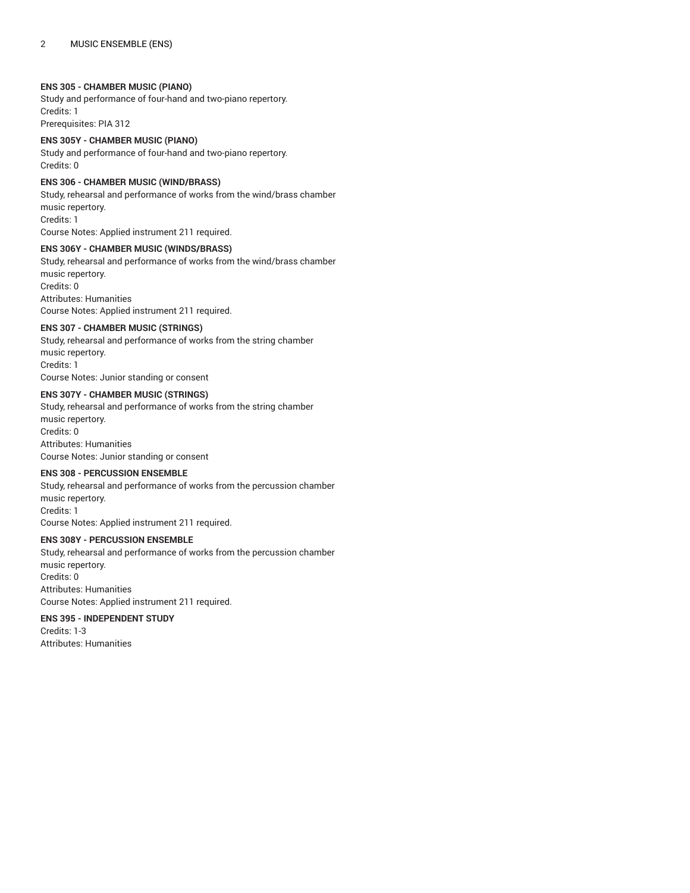**ENS 305 - CHAMBER MUSIC (PIANO)**
Study and performance of four-hand and two-piano repertory.
Credits: 1
Prerequisites: PIA 312

**ENS 305Y - CHAMBER MUSIC (PIANO)**
Study and performance of four-hand and two-piano repertory.
Credits: 0

**ENS 306 - CHAMBER MUSIC (WIND/BRASS)**
Study, rehearsal and performance of works from the wind/brass chamber music repertory.
Credits: 1
Course Notes: Applied instrument 211 required.

**ENS 306Y - CHAMBER MUSIC (WINDS/BRASS)**
Study, rehearsal and performance of works from the wind/brass chamber music repertory.
Credits: 0
Attributes: Humanities
Course Notes: Applied instrument 211 required.

**ENS 307 - CHAMBER MUSIC (STRINGS)**
Study, rehearsal and performance of works from the string chamber music repertory.
Credits: 1
Course Notes: Junior standing or consent

**ENS 307Y - CHAMBER MUSIC (STRINGS)**
Study, rehearsal and performance of works from the string chamber music repertory.
Credits: 0
Attributes: Humanities
Course Notes: Junior standing or consent

**ENS 308 - PERCUSSION ENSEMBLE**
Study, rehearsal and performance of works from the percussion chamber music repertory.
Credits: 1
Course Notes: Applied instrument 211 required.

**ENS 308Y - PERCUSSION ENSEMBLE**
Study, rehearsal and performance of works from the percussion chamber music repertory.
Credits: 0
Attributes: Humanities
Course Notes: Applied instrument 211 required.

**ENS 395 - INDEPENDENT STUDY**
Credits: 1-3
Attributes: Humanities